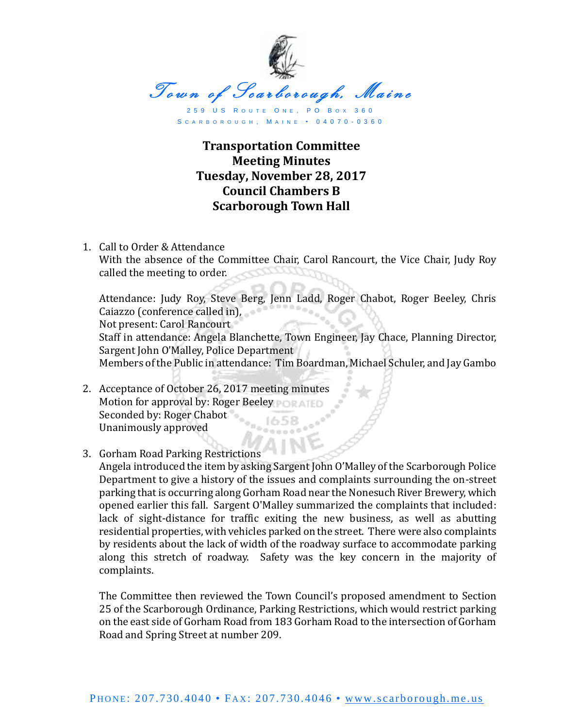Town of Scarborough, Maine

259 US Route One, PO Box 360
Scarborough, Maine • 04070-0360

**Transportation Committee**
**Meeting Minutes**
**Tuesday, November 28, 2017**
**Council Chambers B**
**Scarborough Town Hall**

1. Call to Order & Attendance
   With the absence of the Committee Chair, Carol Rancourt, the Vice Chair, Judy Roy called the meeting to order.

   Attendance: Judy Roy, Steve Berg, Jenn Ladd, Roger Chabot, Roger Beeley, Chris Caiazzo (conference called in),
   Not present: Carol Rancourt
   Staff in attendance: Angela Blanchette, Town Engineer, Jay Chace, Planning Director, Sargent John O'Malley, Police Department
   Members of the Public in attendance: Tim Boardman, Michael Schuler, and Jay Gambo

2. Acceptance of October 26, 2017 meeting minutes
   Motion for approval by: Roger Beeley
   Seconded by: Roger Chabot
   Unanimously approved

3. Gorham Road Parking Restrictions
   Angela introduced the item by asking Sargent John O'Malley of the Scarborough Police Department to give a history of the issues and complaints surrounding the on-street parking that is occurring along Gorham Road near the Nonesuch River Brewery, which opened earlier this fall. Sargent O'Malley summarized the complaints that included: lack of sight-distance for traffic exiting the new business, as well as abutting residential properties, with vehicles parked on the street. There were also complaints by residents about the lack of width of the roadway surface to accommodate parking along this stretch of roadway. Safety was the key concern in the majority of complaints.

   The Committee then reviewed the Town Council's proposed amendment to Section 25 of the Scarborough Ordinance, Parking Restrictions, which would restrict parking on the east side of Gorham Road from 183 Gorham Road to the intersection of Gorham Road and Spring Street at number 209.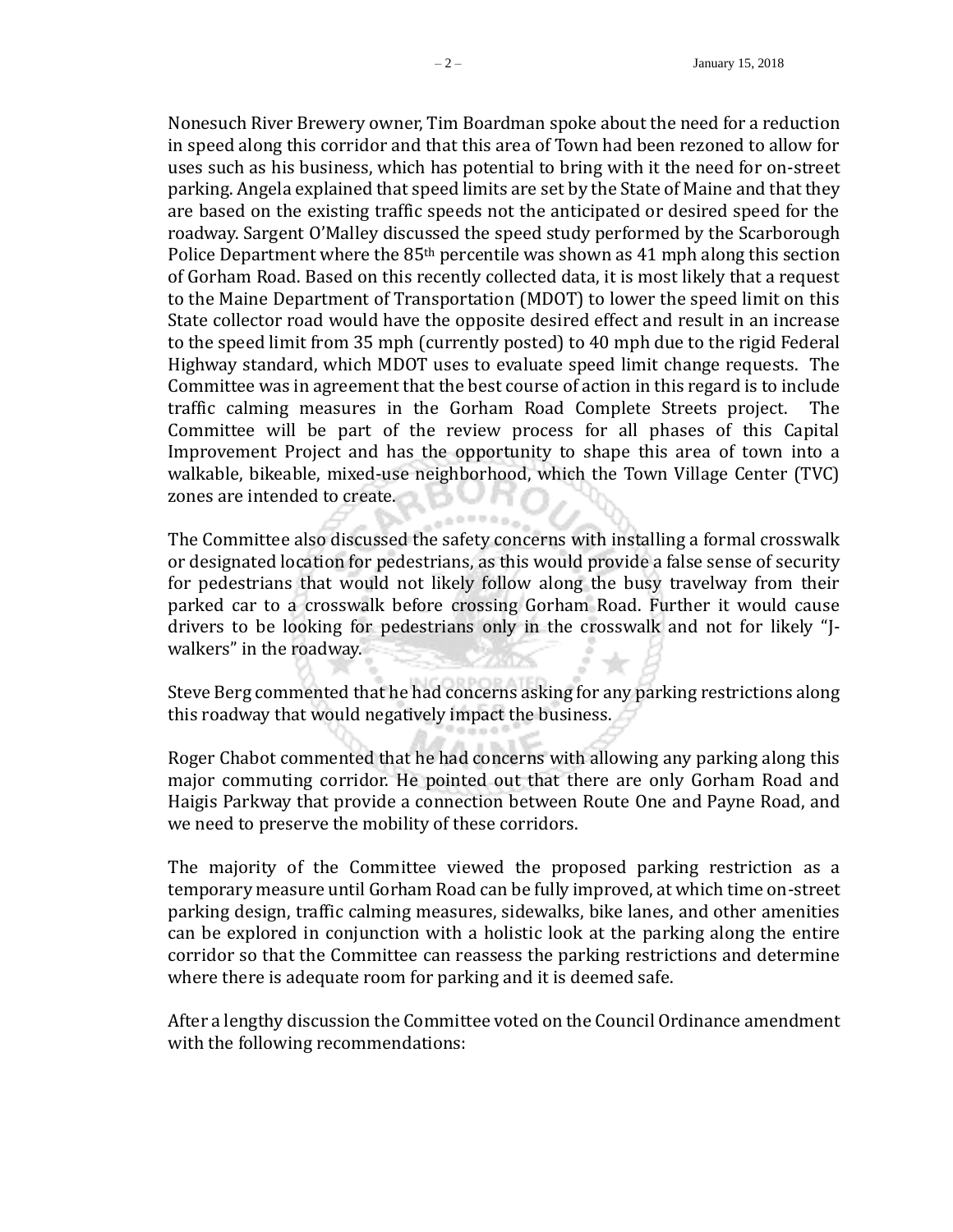Nonesuch River Brewery owner, Tim Boardman spoke about the need for a reduction in speed along this corridor and that this area of Town had been rezoned to allow for uses such as his business, which has potential to bring with it the need for on-street parking. Angela explained that speed limits are set by the State of Maine and that they are based on the existing traffic speeds not the anticipated or desired speed for the roadway. Sargent O'Malley discussed the speed study performed by the Scarborough Police Department where the 85th percentile was shown as 41 mph along this section of Gorham Road. Based on this recently collected data, it is most likely that a request to the Maine Department of Transportation (MDOT) to lower the speed limit on this State collector road would have the opposite desired effect and result in an increase to the speed limit from 35 mph (currently posted) to 40 mph due to the rigid Federal Highway standard, which MDOT uses to evaluate speed limit change requests. The Committee was in agreement that the best course of action in this regard is to include traffic calming measures in the Gorham Road Complete Streets project. The Committee will be part of the review process for all phases of this Capital Improvement Project and has the opportunity to shape this area of town into a walkable, bikeable, mixed-use neighborhood, which the Town Village Center (TVC) zones are intended to create.

The Committee also discussed the safety concerns with installing a formal crosswalk or designated location for pedestrians, as this would provide a false sense of security for pedestrians that would not likely follow along the busy travelway from their parked car to a crosswalk before crossing Gorham Road. Further it would cause drivers to be looking for pedestrians only in the crosswalk and not for likely "J-walkers" in the roadway.

Steve Berg commented that he had concerns asking for any parking restrictions along this roadway that would negatively impact the business.

Roger Chabot commented that he had concerns with allowing any parking along this major commuting corridor. He pointed out that there are only Gorham Road and Haigis Parkway that provide a connection between Route One and Payne Road, and we need to preserve the mobility of these corridors.

The majority of the Committee viewed the proposed parking restriction as a temporary measure until Gorham Road can be fully improved, at which time on-street parking design, traffic calming measures, sidewalks, bike lanes, and other amenities can be explored in conjunction with a holistic look at the parking along the entire corridor so that the Committee can reassess the parking restrictions and determine where there is adequate room for parking and it is deemed safe.

After a lengthy discussion the Committee voted on the Council Ordinance amendment with the following recommendations: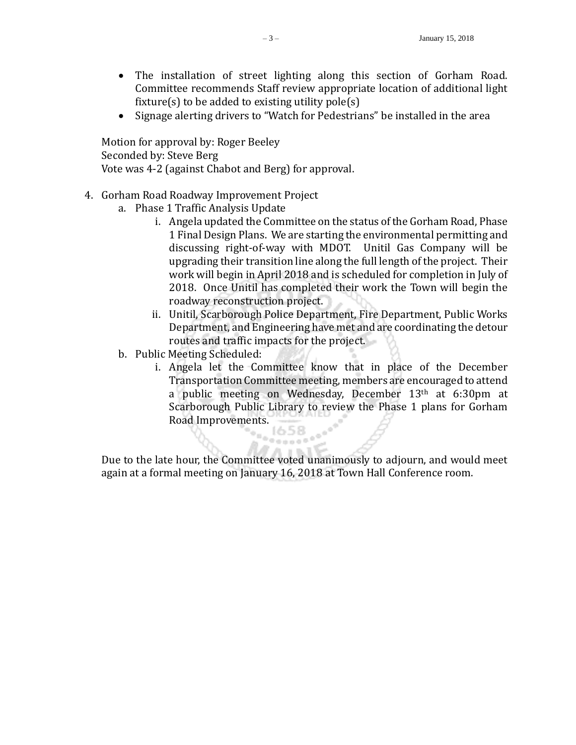- The installation of street lighting along this section of Gorham Road. Committee recommends Staff review appropriate location of additional light fixture(s) to be added to existing utility pole(s)
- Signage alerting drivers to "Watch for Pedestrians" be installed in the area

Motion for approval by: Roger Beeley
Seconded by: Steve Berg
Vote was 4-2 (against Chabot and Berg) for approval.

4. Gorham Road Roadway Improvement Project
   a. Phase 1 Traffic Analysis Update
      i. Angela updated the Committee on the status of the Gorham Road, Phase 1 Final Design Plans. We are starting the environmental permitting and discussing right-of-way with MDOT. Unitil Gas Company will be upgrading their transition line along the full length of the project. Their work will begin in April 2018 and is scheduled for completion in July of 2018. Once Unitil has completed their work the Town will begin the roadway reconstruction project.
      ii. Unitil, Scarborough Police Department, Fire Department, Public Works Department, and Engineering have met and are coordinating the detour routes and traffic impacts for the project.
   b. Public Meeting Scheduled:
      i. Angela let the Committee know that in place of the December Transportation Committee meeting, members are encouraged to attend a public meeting on Wednesday, December 13th at 6:30pm at Scarborough Public Library to review the Phase 1 plans for Gorham Road Improvements.

Due to the late hour, the Committee voted unanimously to adjourn, and would meet again at a formal meeting on January 16, 2018 at Town Hall Conference room.